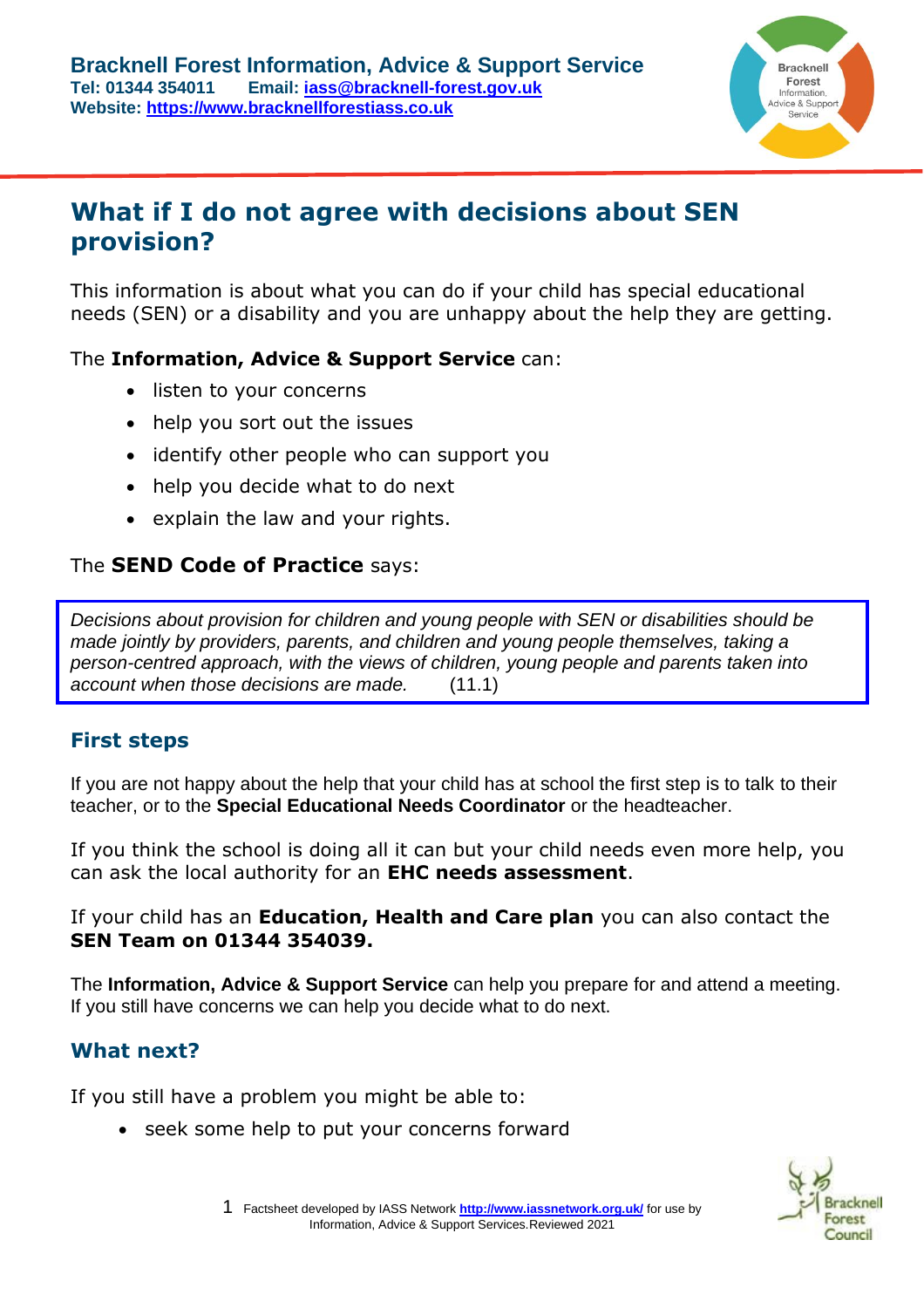**Bracknell Forest Information, Advice & Support Service**
**Tel: 01344 354011      Email: [iass@bracknell-forest.gov.uk](mailto:iass@bracknell-forest.gov.uk)**
**Website: [https://www.bracknellforestiass.co.uk](https://www.bracknellforestiass.co.uk)**

# What if I do not agree with decisions about SEN provision?

This information is about what you can do if your child has special educational needs (SEN) or a disability and you are unhappy about the help they are getting.

The **Information, Advice & Support Service** can:

- listen to your concerns
- help you sort out the issues
- identify other people who can support you
- help you decide what to do next
- explain the law and your rights.

The **SEND Code of Practice** says:

> *Decisions about provision for children and young people with SEN or disabilities should be made jointly by providers, parents, and children and young people themselves, taking a person-centred approach, with the views of children, young people and parents taken into account when those decisions are made.* (11.1)

## First steps

If you are not happy about the help that your child has at school the first step is to talk to their teacher, or to the **Special Educational Needs Coordinator** or the headteacher.

If you think the school is doing all it can but your child needs even more help, you can ask the local authority for an **EHC needs assessment**.

If your child has an **Education, Health and Care plan** you can also contact the **SEN Team on 01344 354039.**

The **Information, Advice & Support Service** can help you prepare for and attend a meeting. If you still have concerns we can help you decide what to do next.

## What next?

If you still have a problem you might be able to:

- seek some help to put your concerns forward

Factsheet developed by IASS Network [http://www.iassnetwork.org.uk/](http://www.iassnetwork.org.uk/) for use by Information, Advice & Support Services.Reviewed 2021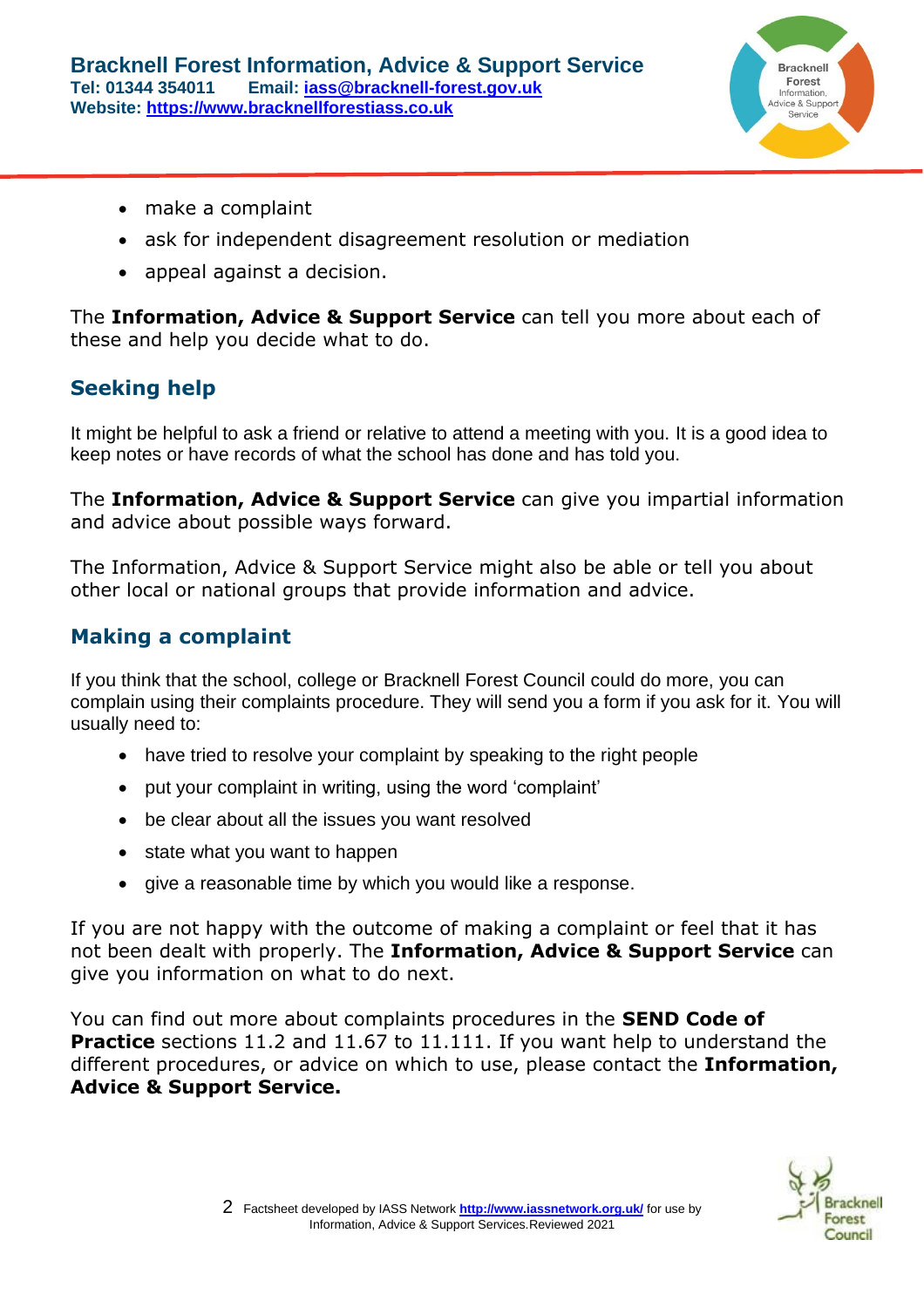- make a complaint
- ask for independent disagreement resolution or mediation
- appeal against a decision.

The **Information, Advice & Support Service** can tell you more about each of these and help you decide what to do.

## Seeking help

It might be helpful to ask a friend or relative to attend a meeting with you. It is a good idea to keep notes or have records of what the school has done and has told you.

The **Information, Advice & Support Service** can give you impartial information and advice about possible ways forward.

The Information, Advice & Support Service might also be able or tell you about other local or national groups that provide information and advice.

## Making a complaint

If you think that the school, college or Bracknell Forest Council could do more, you can complain using their complaints procedure. They will send you a form if you ask for it. You will usually need to:

- have tried to resolve your complaint by speaking to the right people
- put your complaint in writing, using the word 'complaint'
- be clear about all the issues you want resolved
- state what you want to happen
- give a reasonable time by which you would like a response.

If you are not happy with the outcome of making a complaint or feel that it has not been dealt with properly. The **Information, Advice & Support Service** can give you information on what to do next.

You can find out more about complaints procedures in the **SEND Code of Practice** sections 11.2 and 11.67 to 11.111. If you want help to understand the different procedures, or advice on which to use, please contact the **Information, Advice & Support Service.**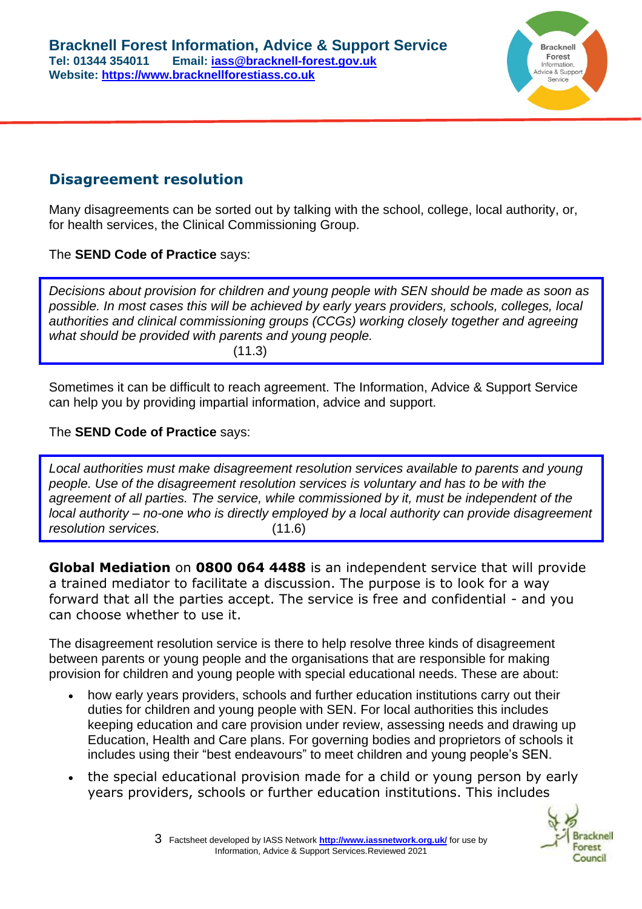## Disagreement resolution

Many disagreements can be sorted out by talking with the school, college, local authority, or, for health services, the Clinical Commissioning Group.

The **SEND Code of Practice** says:

> *Decisions about provision for children and young people with SEN should be made as soon as possible. In most cases this will be achieved by early years providers, schools, colleges, local authorities and clinical commissioning groups (CCGs) working closely together and agreeing what should be provided with parents and young people.*
> (11.3)

Sometimes it can be difficult to reach agreement. The Information, Advice & Support Service can help you by providing impartial information, advice and support.

The **SEND Code of Practice** says:

> *Local authorities must make disagreement resolution services available to parents and young people. Use of the disagreement resolution services is voluntary and has to be with the agreement of all parties. The service, while commissioned by it, must be independent of the local authority – no-one who is directly employed by a local authority can provide disagreement resolution services.* (11.6)

**Global Mediation** on **0800 064 4488** is an independent service that will provide a trained mediator to facilitate a discussion. The purpose is to look for a way forward that all the parties accept. The service is free and confidential - and you can choose whether to use it.

The disagreement resolution service is there to help resolve three kinds of disagreement between parents or young people and the organisations that are responsible for making provision for children and young people with special educational needs. These are about:

- how early years providers, schools and further education institutions carry out their duties for children and young people with SEN. For local authorities this includes keeping education and care provision under review, assessing needs and drawing up Education, Health and Care plans. For governing bodies and proprietors of schools it includes using their "best endeavours" to meet children and young people's SEN.
- the special educational provision made for a child or young person by early years providers, schools or further education institutions. This includes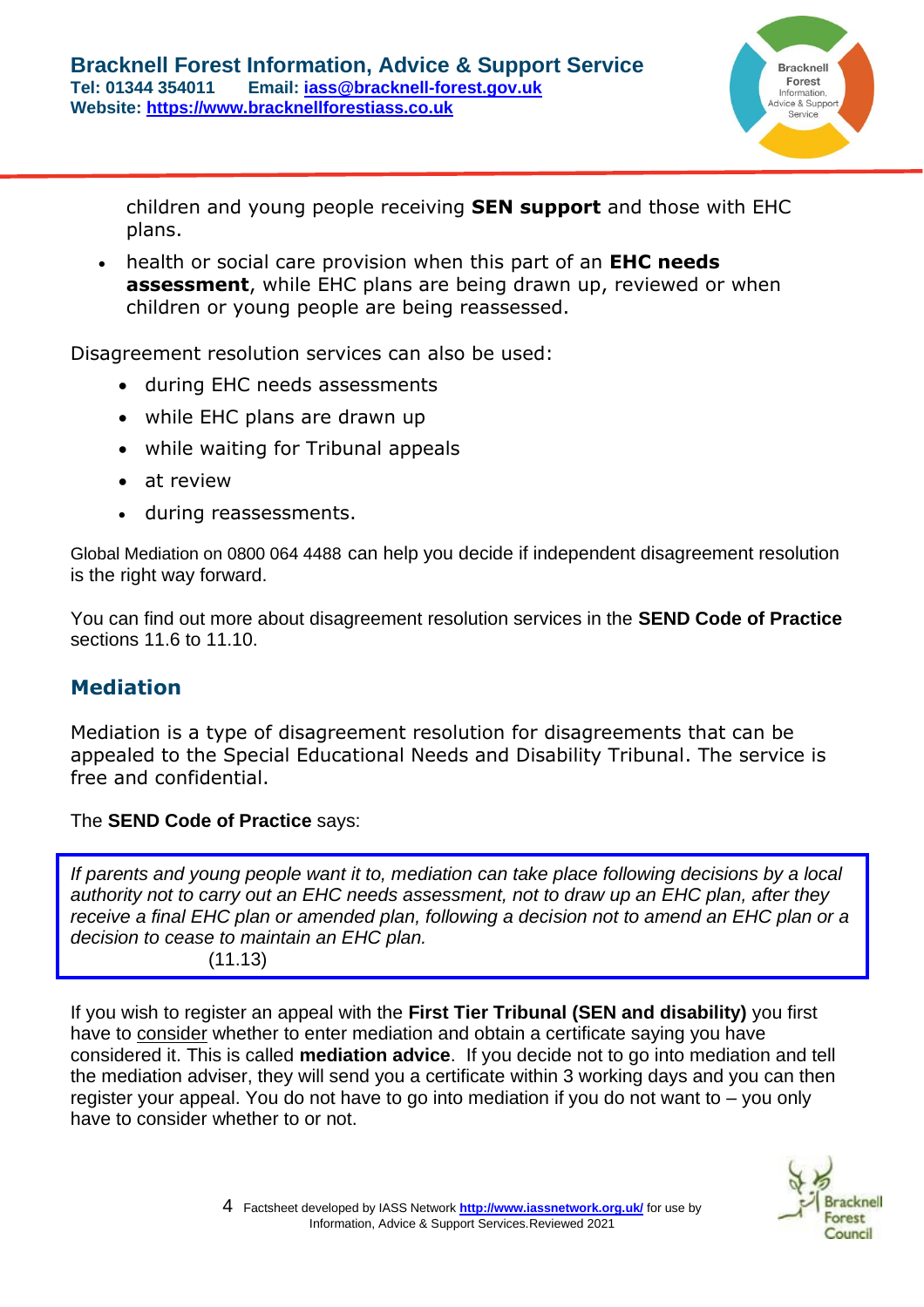children and young people receiving **SEN support** and those with EHC plans.

- health or social care provision when this part of an **EHC needs assessment**, while EHC plans are being drawn up, reviewed or when children or young people are being reassessed.

Disagreement resolution services can also be used:

- during EHC needs assessments
- while EHC plans are drawn up
- while waiting for Tribunal appeals
- at review
- during reassessments.

Global Mediation on 0800 064 4488 can help you decide if independent disagreement resolution is the right way forward.

You can find out more about disagreement resolution services in the **SEND Code of Practice** sections 11.6 to 11.10.

## Mediation

Mediation is a type of disagreement resolution for disagreements that can be appealed to the Special Educational Needs and Disability Tribunal. The service is free and confidential.

The **SEND Code of Practice** says:

> *If parents and young people want it to, mediation can take place following decisions by a local authority not to carry out an EHC needs assessment, not to draw up an EHC plan, after they receive a final EHC plan or amended plan, following a decision not to amend an EHC plan or a decision to cease to maintain an EHC plan.*
> (11.13)

If you wish to register an appeal with the **First Tier Tribunal (SEN and disability)** you first have to consider whether to enter mediation and obtain a certificate saying you have considered it. This is called **mediation advice**. If you decide not to go into mediation and tell the mediation adviser, they will send you a certificate within 3 working days and you can then register your appeal. You do not have to go into mediation if you do not want to – you only have to consider whether to or not.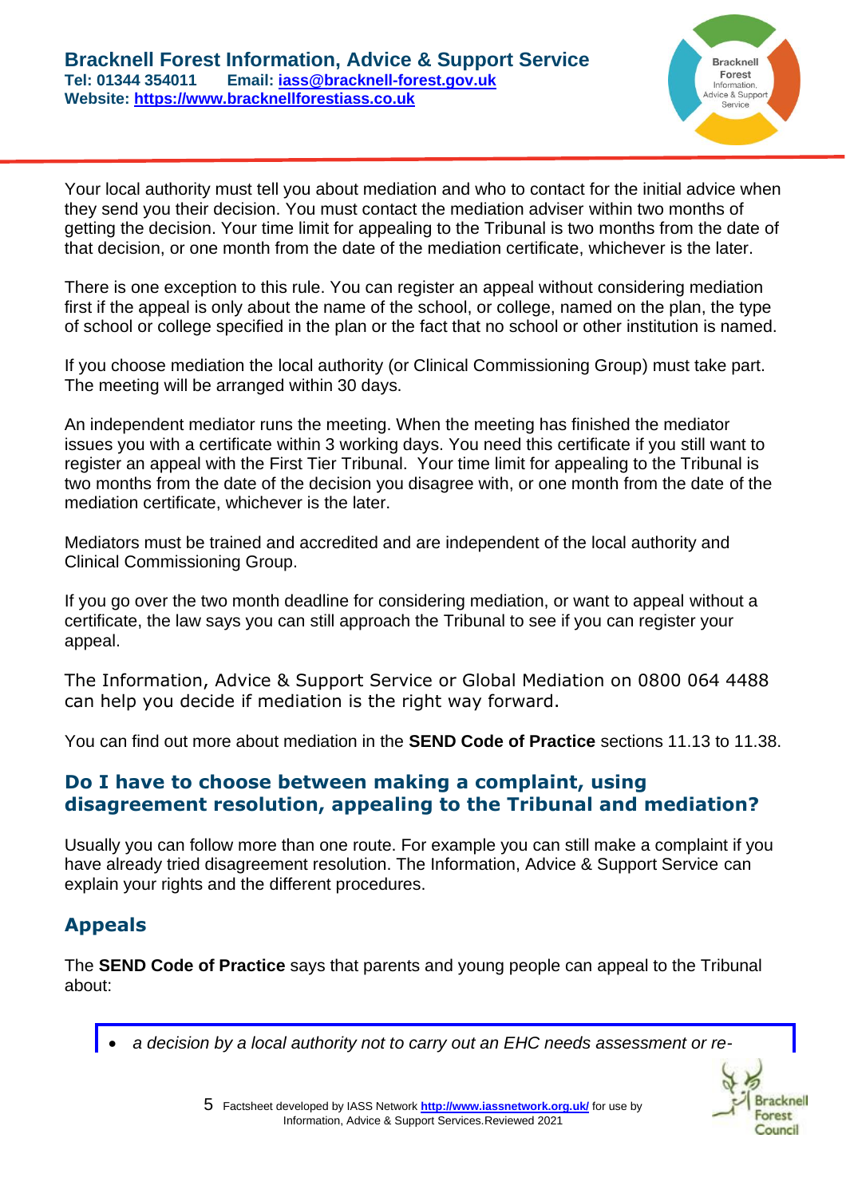Your local authority must tell you about mediation and who to contact for the initial advice when they send you their decision. You must contact the mediation adviser within two months of getting the decision. Your time limit for appealing to the Tribunal is two months from the date of that decision, or one month from the date of the mediation certificate, whichever is the later.

There is one exception to this rule. You can register an appeal without considering mediation first if the appeal is only about the name of the school, or college, named on the plan, the type of school or college specified in the plan or the fact that no school or other institution is named.

If you choose mediation the local authority (or Clinical Commissioning Group) must take part. The meeting will be arranged within 30 days.

An independent mediator runs the meeting. When the meeting has finished the mediator issues you with a certificate within 3 working days. You need this certificate if you still want to register an appeal with the First Tier Tribunal. Your time limit for appealing to the Tribunal is two months from the date of the decision you disagree with, or one month from the date of the mediation certificate, whichever is the later.

Mediators must be trained and accredited and are independent of the local authority and Clinical Commissioning Group.

If you go over the two month deadline for considering mediation, or want to appeal without a certificate, the law says you can still approach the Tribunal to see if you can register your appeal.

The Information, Advice & Support Service or Global Mediation on 0800 064 4488 can help you decide if mediation is the right way forward.

You can find out more about mediation in the **SEND Code of Practice** sections 11.13 to 11.38.

## Do I have to choose between making a complaint, using disagreement resolution, appealing to the Tribunal and mediation?

Usually you can follow more than one route. For example you can still make a complaint if you have already tried disagreement resolution. The Information, Advice & Support Service can explain your rights and the different procedures.

## Appeals

The **SEND Code of Practice** says that parents and young people can appeal to the Tribunal about:

- *a decision by a local authority not to carry out an EHC needs assessment or re-*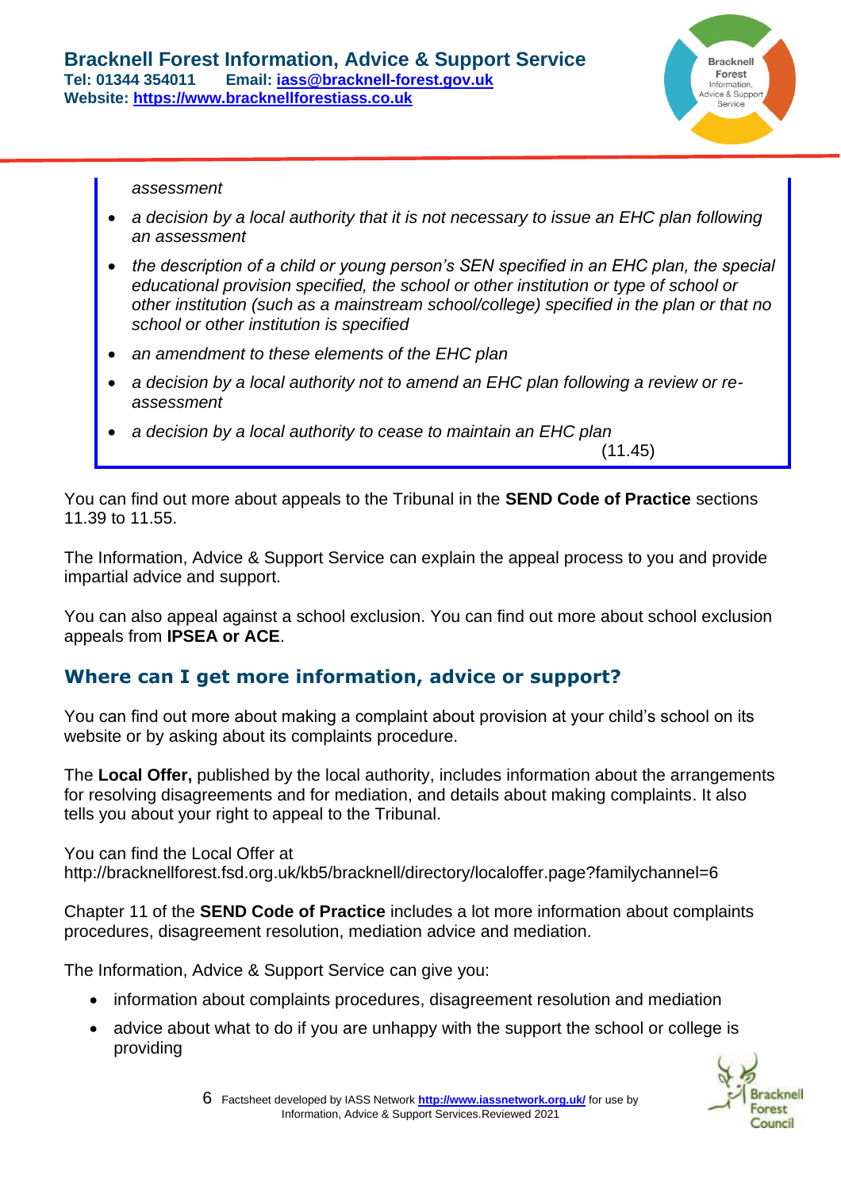*assessment*

- *a decision by a local authority that it is not necessary to issue an EHC plan following an assessment*
- *the description of a child or young person's SEN specified in an EHC plan, the special educational provision specified, the school or other institution or type of school or other institution (such as a mainstream school/college) specified in the plan or that no school or other institution is specified*
- *an amendment to these elements of the EHC plan*
- *a decision by a local authority not to amend an EHC plan following a review or re-assessment*
- *a decision by a local authority to cease to maintain an EHC plan*

(11.45)

You can find out more about appeals to the Tribunal in the **SEND Code of Practice** sections 11.39 to 11.55.

The Information, Advice & Support Service can explain the appeal process to you and provide impartial advice and support.

You can also appeal against a school exclusion. You can find out more about school exclusion appeals from **IPSEA or ACE**.

## Where can I get more information, advice or support?

You can find out more about making a complaint about provision at your child's school on its website or by asking about its complaints procedure.

The **Local Offer,** published by the local authority, includes information about the arrangements for resolving disagreements and for mediation, and details about making complaints. It also tells you about your right to appeal to the Tribunal.

You can find the Local Offer at http://bracknellforest.fsd.org.uk/kb5/bracknell/directory/localoffer.page?familychannel=6

Chapter 11 of the **SEND Code of Practice** includes a lot more information about complaints procedures, disagreement resolution, mediation advice and mediation.

The Information, Advice & Support Service can give you:

- information about complaints procedures, disagreement resolution and mediation
- advice about what to do if you are unhappy with the support the school or college is providing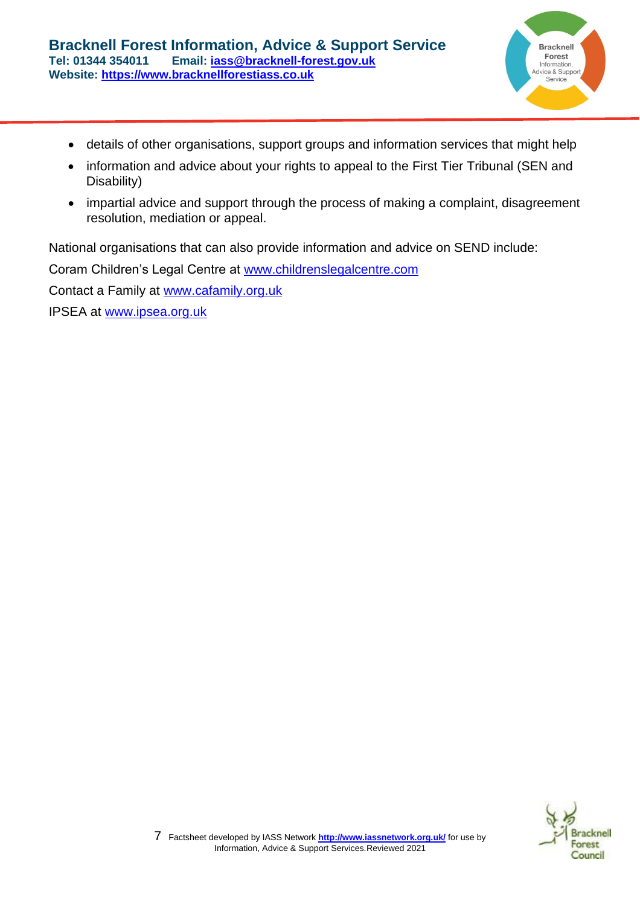- details of other organisations, support groups and information services that might help
- information and advice about your rights to appeal to the First Tier Tribunal (SEN and Disability)
- impartial advice and support through the process of making a complaint, disagreement resolution, mediation or appeal.

National organisations that can also provide information and advice on SEND include:

Coram Children's Legal Centre at www.childrenslegalcentre.com

Contact a Family at www.cafamily.org.uk

IPSEA at www.ipsea.org.uk